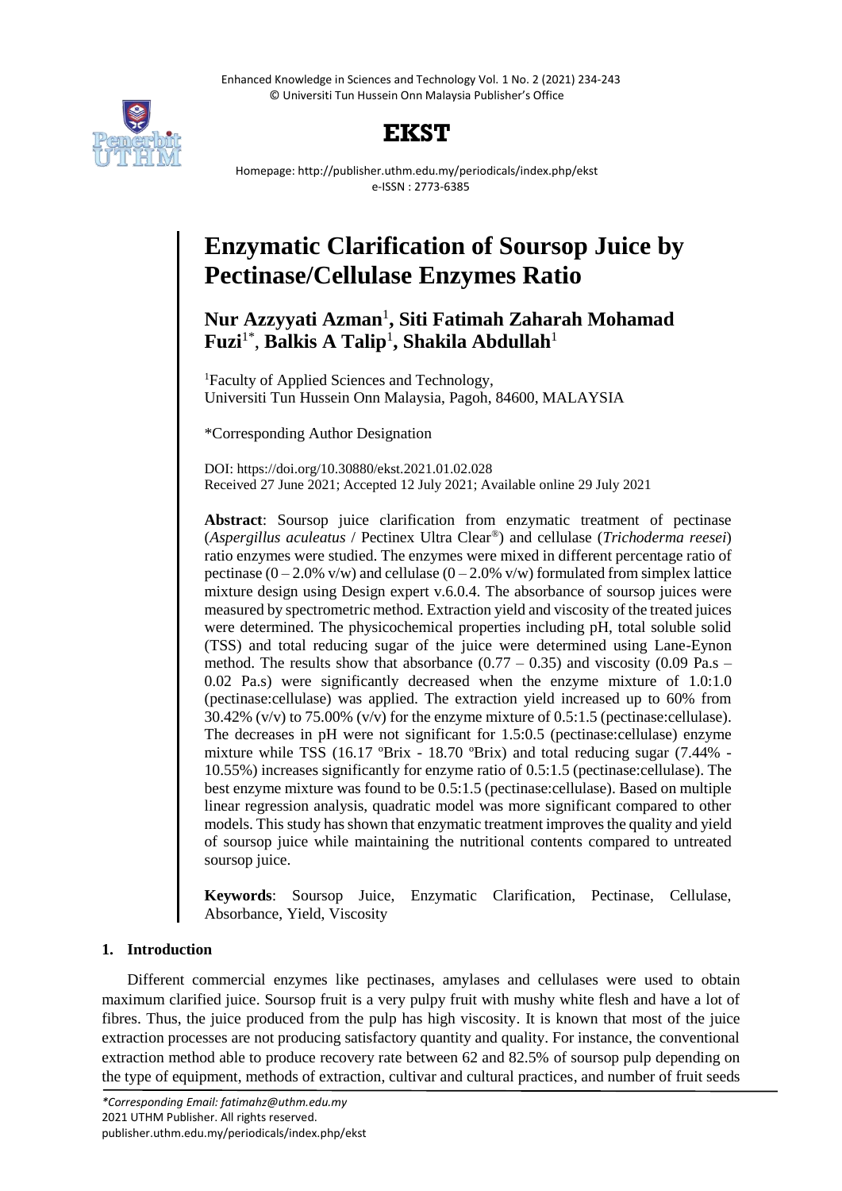# Enzymatic Clarification of Soursop Juice by Pectinase/Cellulase Enzymes Ratio

**Nur Azzyyati Azman**[1]**, Siti Fatimah Zaharah Mohamad Fuzi**[1*]**, Balkis A Talip**[1]**, Shakila Abdullah**[1]

[1]Faculty of Applied Sciences and Technology, Universiti Tun Hussein Onn Malaysia, Pagoh, 84600, MALAYSIA

*Corresponding Author Designation

DOI: https://doi.org/10.30880/ekst.2021.01.02.028
Received 27 June 2021; Accepted 12 July 2021; Available online 29 July 2021

**Abstract**: Soursop juice clarification from enzymatic treatment of pectinase (*Aspergillus aculeatus* / Pectinex Ultra Clear®) and cellulase (*Trichoderma reesei*) ratio enzymes were studied. The enzymes were mixed in different percentage ratio of pectinase (0 – 2.0% v/w) and cellulase (0 – 2.0% v/w) formulated from simplex lattice mixture design using Design expert v.6.0.4. The absorbance of soursop juices were measured by spectrometric method. Extraction yield and viscosity of the treated juices were determined. The physicochemical properties including pH, total soluble solid (TSS) and total reducing sugar of the juice were determined using Lane-Eynon method. The results show that absorbance (0.77 – 0.35) and viscosity (0.09 Pa.s – 0.02 Pa.s) were significantly decreased when the enzyme mixture of 1.0:1.0 (pectinase:cellulase) was applied. The extraction yield increased up to 60% from 30.42% (v/v) to 75.00% (v/v) for the enzyme mixture of 0.5:1.5 (pectinase:cellulase). The decreases in pH were not significant for 1.5:0.5 (pectinase:cellulase) enzyme mixture while TSS (16.17 ºBrix - 18.70 ºBrix) and total reducing sugar (7.44% - 10.55%) increases significantly for enzyme ratio of 0.5:1.5 (pectinase:cellulase). The best enzyme mixture was found to be 0.5:1.5 (pectinase:cellulase). Based on multiple linear regression analysis, quadratic model was more significant compared to other models. This study has shown that enzymatic treatment improves the quality and yield of soursop juice while maintaining the nutritional contents compared to untreated soursop juice.

**Keywords**: Soursop Juice, Enzymatic Clarification, Pectinase, Cellulase, Absorbance, Yield, Viscosity

## 1. Introduction

Different commercial enzymes like pectinases, amylases and cellulases were used to obtain maximum clarified juice. Soursop fruit is a very pulpy fruit with mushy white flesh and have a lot of fibres. Thus, the juice produced from the pulp has high viscosity. It is known that most of the juice extraction processes are not producing satisfactory quantity and quality. For instance, the conventional extraction method able to produce recovery rate between 62 and 82.5% of soursop pulp depending on the type of equipment, methods of extraction, cultivar and cultural practices, and number of fruit seeds

*Corresponding Email: fatimahz@uthm.edu.my
2021 UTHM Publisher. All rights reserved.
publisher.uthm.edu.my/periodicals/index.php/ekst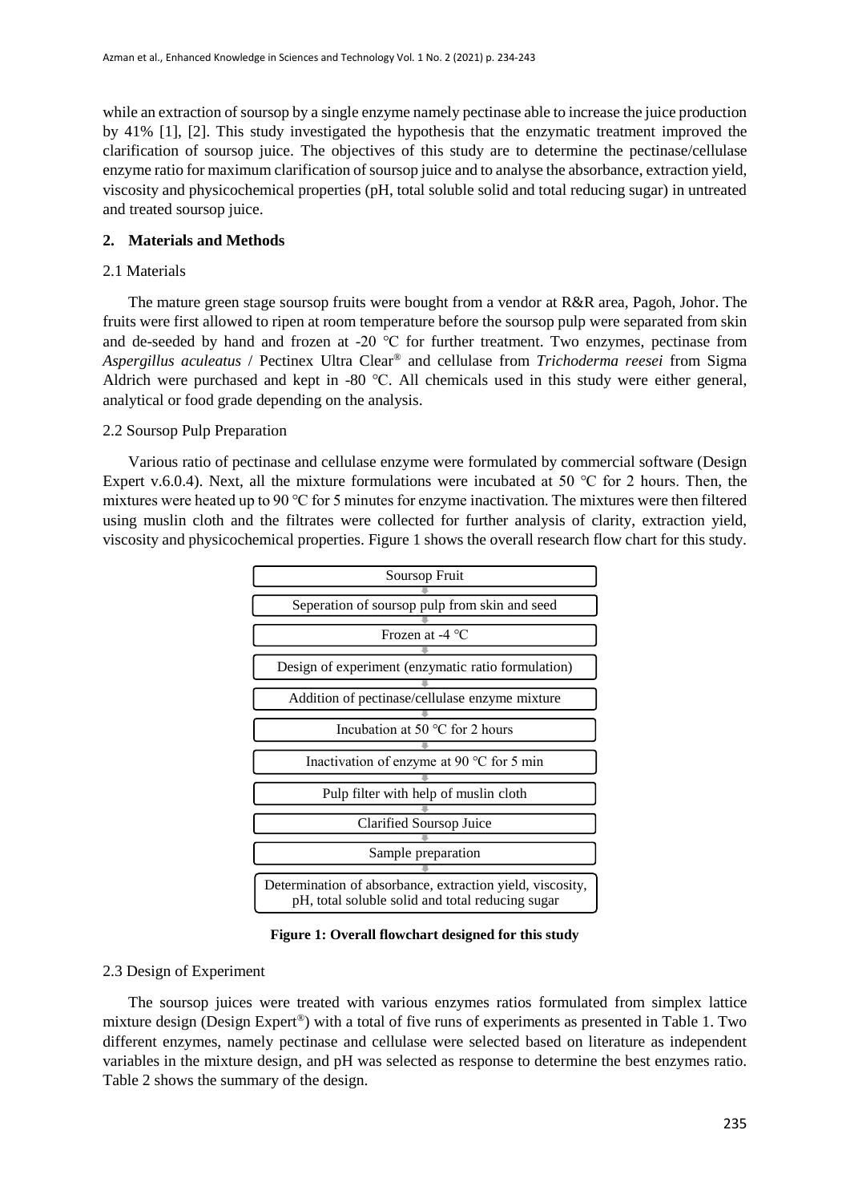while an extraction of soursop by a single enzyme namely pectinase able to increase the juice production by 41% [1], [2]. This study investigated the hypothesis that the enzymatic treatment improved the clarification of soursop juice. The objectives of this study are to determine the pectinase/cellulase enzyme ratio for maximum clarification of soursop juice and to analyse the absorbance, extraction yield, viscosity and physicochemical properties (pH, total soluble solid and total reducing sugar) in untreated and treated soursop juice.

## 2. Materials and Methods

### 2.1 Materials

The mature green stage soursop fruits were bought from a vendor at R&R area, Pagoh, Johor. The fruits were first allowed to ripen at room temperature before the soursop pulp were separated from skin and de-seeded by hand and frozen at -20 ℃ for further treatment. Two enzymes, pectinase from *Aspergillus aculeatus* / Pectinex Ultra Clear® and cellulase from *Trichoderma reesei* from Sigma Aldrich were purchased and kept in -80 ℃. All chemicals used in this study were either general, analytical or food grade depending on the analysis.

### 2.2 Soursop Pulp Preparation

Various ratio of pectinase and cellulase enzyme were formulated by commercial software (Design Expert v.6.0.4). Next, all the mixture formulations were incubated at 50 ℃ for 2 hours. Then, the mixtures were heated up to 90 ℃ for 5 minutes for enzyme inactivation. The mixtures were then filtered using muslin cloth and the filtrates were collected for further analysis of clarity, extraction yield, viscosity and physicochemical properties. Figure 1 shows the overall research flow chart for this study.

Soursop Fruit
↓
Seperation of soursop pulp from skin and seed
↓
Frozen at -4 ℃
↓
Design of experiment (enzymatic ratio formulation)
↓
Addition of pectinase/cellulase enzyme mixture
↓
Incubation at 50 ℃ for 2 hours
↓
Inactivation of enzyme at 90 ℃ for 5 min
↓
Pulp filter with help of muslin cloth
↓
Clarified Soursop Juice
↓
Sample preparation
↓
Determination of absorbance, extraction yield, viscosity, pH, total soluble solid and total reducing sugar

**Figure 1: Overall flowchart designed for this study**

### 2.3 Design of Experiment

The soursop juices were treated with various enzymes ratios formulated from simplex lattice mixture design (Design Expert®) with a total of five runs of experiments as presented in Table 1. Two different enzymes, namely pectinase and cellulase were selected based on literature as independent variables in the mixture design, and pH was selected as response to determine the best enzymes ratio. Table 2 shows the summary of the design.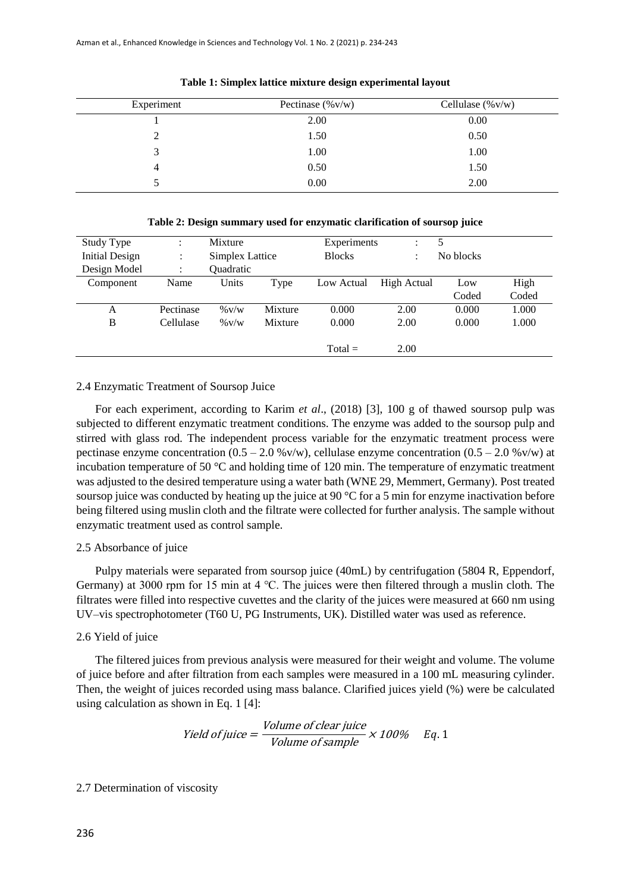**Table 1: Simplex lattice mixture design experimental layout**

| Experiment | Pectinase (%v/w) | Cellulase (%v/w) |
|---|---|---|
| 1 | 2.00 | 0.00 |
| 2 | 1.50 | 0.50 |
| 3 | 1.00 | 1.00 |
| 4 | 0.50 | 1.50 |
| 5 | 0.00 | 2.00 |

**Table 2: Design summary used for enzymatic clarification of soursop juice**

| Study Type | : | Mixture | | Experiments | : | 5 | |
|---|---|---|---|---|---|---|---|
| Initial Design | : | Simplex Lattice | | Blocks | : | No blocks | |
| Design Model | : | Quadratic | | | | | |
| Component | Name | Units | Type | Low Actual | High Actual | Low Coded | High Coded |
| A | Pectinase | %v/w | Mixture | 0.000 | 2.00 | 0.000 | 1.000 |
| B | Cellulase | %v/w | Mixture | 0.000 | 2.00 | 0.000 | 1.000 |
| | | | | Total = | 2.00 | | |

2.4 Enzymatic Treatment of Soursop Juice

For each experiment, according to Karim *et al*., (2018) [3], 100 g of thawed soursop pulp was subjected to different enzymatic treatment conditions. The enzyme was added to the soursop pulp and stirred with glass rod. The independent process variable for the enzymatic treatment process were pectinase enzyme concentration (0.5 – 2.0 %v/w), cellulase enzyme concentration (0.5 – 2.0 %v/w) at incubation temperature of 50 °C and holding time of 120 min. The temperature of enzymatic treatment was adjusted to the desired temperature using a water bath (WNE 29, Memmert, Germany). Post treated soursop juice was conducted by heating up the juice at 90 °C for a 5 min for enzyme inactivation before being filtered using muslin cloth and the filtrate were collected for further analysis. The sample without enzymatic treatment used as control sample.

2.5 Absorbance of juice

Pulpy materials were separated from soursop juice (40mL) by centrifugation (5804 R, Eppendorf, Germany) at 3000 rpm for 15 min at 4 ℃. The juices were then filtered through a muslin cloth. The filtrates were filled into respective cuvettes and the clarity of the juices were measured at 660 nm using UV–vis spectrophotometer (T60 U, PG Instruments, UK). Distilled water was used as reference.

2.6 Yield of juice

The filtered juices from previous analysis were measured for their weight and volume. The volume of juice before and after filtration from each samples were measured in a 100 mL measuring cylinder. Then, the weight of juices recorded using mass balance. Clarified juices yield (%) were be calculated using calculation as shown in Eq. 1 [4]:

$$Yield\ of\ juice = \frac{Volume\ of\ clear\ juice}{Volume\ of\ sample} \times 100\% \quad Eq.1$$

2.7 Determination of viscosity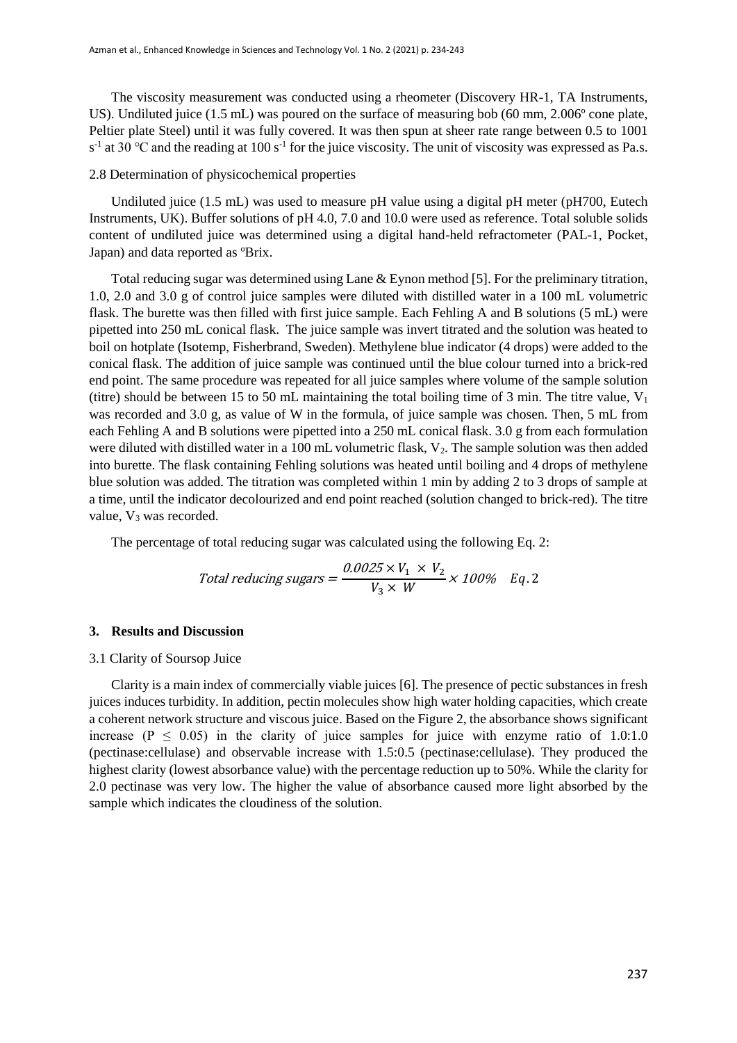The viscosity measurement was conducted using a rheometer (Discovery HR-1, TA Instruments, US). Undiluted juice (1.5 mL) was poured on the surface of measuring bob (60 mm, 2.006º cone plate, Peltier plate Steel) until it was fully covered. It was then spun at sheer rate range between 0.5 to 1001 $s^{-1}$ at 30 °C and the reading at 100 $s^{-1}$ for the juice viscosity. The unit of viscosity was expressed as Pa.s.

### 2.8 Determination of physicochemical properties

Undiluted juice (1.5 mL) was used to measure pH value using a digital pH meter (pH700, Eutech Instruments, UK). Buffer solutions of pH 4.0, 7.0 and 10.0 were used as reference. Total soluble solids content of undiluted juice was determined using a digital hand-held refractometer (PAL-1, Pocket, Japan) and data reported as ºBrix.

Total reducing sugar was determined using Lane & Eynon method [5]. For the preliminary titration, 1.0, 2.0 and 3.0 g of control juice samples were diluted with distilled water in a 100 mL volumetric flask. The burette was then filled with first juice sample. Each Fehling A and B solutions (5 mL) were pipetted into 250 mL conical flask. The juice sample was invert titrated and the solution was heated to boil on hotplate (Isotemp, Fisherbrand, Sweden). Methylene blue indicator (4 drops) were added to the conical flask. The addition of juice sample was continued until the blue colour turned into a brick-red end point. The same procedure was repeated for all juice samples where volume of the sample solution (titre) should be between 15 to 50 mL maintaining the total boiling time of 3 min. The titre value, $V_1$ was recorded and 3.0 g, as value of W in the formula, of juice sample was chosen. Then, 5 mL from each Fehling A and B solutions were pipetted into a 250 mL conical flask. 3.0 g from each formulation were diluted with distilled water in a 100 mL volumetric flask, $V_2$. The sample solution was then added into burette. The flask containing Fehling solutions was heated until boiling and 4 drops of methylene blue solution was added. The titration was completed within 1 min by adding 2 to 3 drops of sample at a time, until the indicator decolourized and end point reached (solution changed to brick-red). The titre value, $V_3$ was recorded.

The percentage of total reducing sugar was calculated using the following Eq. 2:

$$Total\ reducing\ sugars = \frac{0.0025 \times V_1 \times V_2}{V_3 \times W} \times 100\% \quad Eq.2$$

## 3. Results and Discussion

### 3.1 Clarity of Soursop Juice

Clarity is a main index of commercially viable juices [6]. The presence of pectic substances in fresh juices induces turbidity. In addition, pectin molecules show high water holding capacities, which create a coherent network structure and viscous juice. Based on the Figure 2, the absorbance shows significant increase ($P \leq 0.05$) in the clarity of juice samples for juice with enzyme ratio of 1.0:1.0 (pectinase:cellulase) and observable increase with 1.5:0.5 (pectinase:cellulase). They produced the highest clarity (lowest absorbance value) with the percentage reduction up to 50%. While the clarity for 2.0 pectinase was very low. The higher the value of absorbance caused more light absorbed by the sample which indicates the cloudiness of the solution.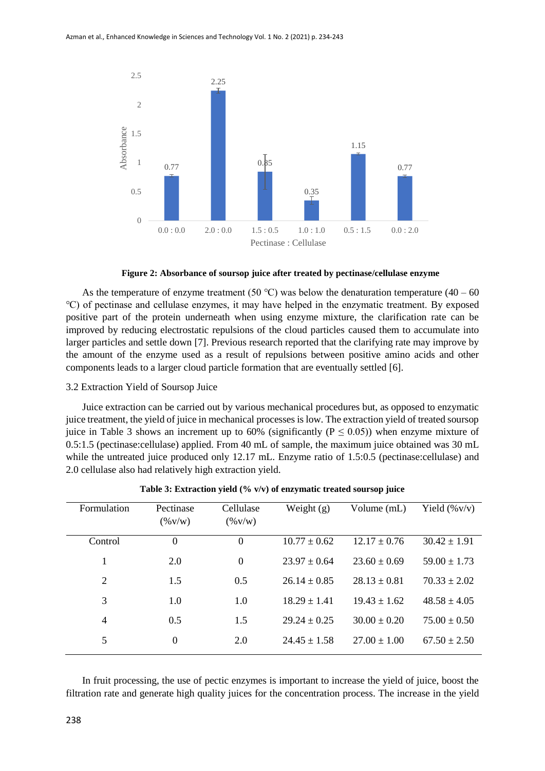**Figure 2: Absorbance of soursop juice after treated by pectinase/cellulase enzyme**

As the temperature of enzyme treatment (50 ℃) was below the denaturation temperature (40 – 60 ℃) of pectinase and cellulase enzymes, it may have helped in the enzymatic treatment. By exposed positive part of the protein underneath when using enzyme mixture, the clarification rate can be improved by reducing electrostatic repulsions of the cloud particles caused them to accumulate into larger particles and settle down [7]. Previous research reported that the clarifying rate may improve by the amount of the enzyme used as a result of repulsions between positive amino acids and other components leads to a larger cloud particle formation that are eventually settled [6].

### 3.2 Extraction Yield of Soursop Juice

Juice extraction can be carried out by various mechanical procedures but, as opposed to enzymatic juice treatment, the yield of juice in mechanical processes is low. The extraction yield of treated soursop juice in Table 3 shows an increment up to 60% (significantly ($P \leq 0.05$)) when enzyme mixture of 0.5:1.5 (pectinase:cellulase) applied. From 40 mL of sample, the maximum juice obtained was 30 mL while the untreated juice produced only 12.17 mL. Enzyme ratio of 1.5:0.5 (pectinase:cellulase) and 2.0 cellulase also had relatively high extraction yield.

**Table 3: Extraction yield (% v/v) of enzymatic treated soursop juice**

| Formulation | Pectinase (%v/w) | Cellulase (%v/w) | Weight (g) | Volume (mL) | Yield (%v/v) |
|---|---|---|---|---|---|
| Control | 0 | 0 | 10.77 ± 0.62 | 12.17 ± 0.76 | 30.42 ± 1.91 |
| 1 | 2.0 | 0 | 23.97 ± 0.64 | 23.60 ± 0.69 | 59.00 ± 1.73 |
| 2 | 1.5 | 0.5 | 26.14 ± 0.85 | 28.13 ± 0.81 | 70.33 ± 2.02 |
| 3 | 1.0 | 1.0 | 18.29 ± 1.41 | 19.43 ± 1.62 | 48.58 ± 4.05 |
| 4 | 0.5 | 1.5 | 29.24 ± 0.25 | 30.00 ± 0.20 | 75.00 ± 0.50 |
| 5 | 0 | 2.0 | 24.45 ± 1.58 | 27.00 ± 1.00 | 67.50 ± 2.50 |

In fruit processing, the use of pectic enzymes is important to increase the yield of juice, boost the filtration rate and generate high quality juices for the concentration process. The increase in the yield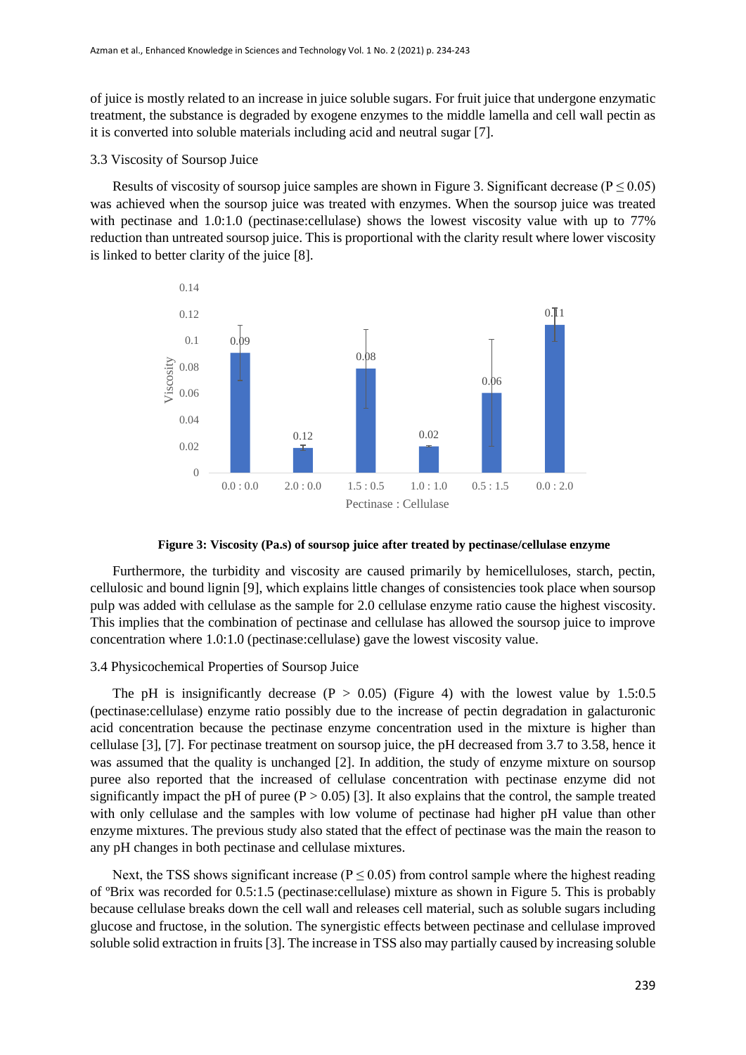of juice is mostly related to an increase in juice soluble sugars. For fruit juice that undergone enzymatic treatment, the substance is degraded by exogene enzymes to the middle lamella and cell wall pectin as it is converted into soluble materials including acid and neutral sugar [7].

### 3.3 Viscosity of Soursop Juice

Results of viscosity of soursop juice samples are shown in Figure 3. Significant decrease ($P \leq 0.05$) was achieved when the soursop juice was treated with enzymes. When the soursop juice was treated with pectinase and 1.0:1.0 (pectinase:cellulase) shows the lowest viscosity value with up to 77% reduction than untreated soursop juice. This is proportional with the clarity result where lower viscosity is linked to better clarity of the juice [8].

**Figure 3: Viscosity (Pa.s) of soursop juice after treated by pectinase/cellulase enzyme**

Furthermore, the turbidity and viscosity are caused primarily by hemicelluloses, starch, pectin, cellulosic and bound lignin [9], which explains little changes of consistencies took place when soursop pulp was added with cellulase as the sample for 2.0 cellulase enzyme ratio cause the highest viscosity. This implies that the combination of pectinase and cellulase has allowed the soursop juice to improve concentration where 1.0:1.0 (pectinase:cellulase) gave the lowest viscosity value.

### 3.4 Physicochemical Properties of Soursop Juice

The pH is insignificantly decrease ($P > 0.05$) (Figure 4) with the lowest value by 1.5:0.5 (pectinase:cellulase) enzyme ratio possibly due to the increase of pectin degradation in galacturonic acid concentration because the pectinase enzyme concentration used in the mixture is higher than cellulase [3], [7]. For pectinase treatment on soursop juice, the pH decreased from 3.7 to 3.58, hence it was assumed that the quality is unchanged [2]. In addition, the study of enzyme mixture on soursop puree also reported that the increased of cellulase concentration with pectinase enzyme did not significantly impact the pH of puree ($P > 0.05$) [3]. It also explains that the control, the sample treated with only cellulase and the samples with low volume of pectinase had higher pH value than other enzyme mixtures. The previous study also stated that the effect of pectinase was the main the reason to any pH changes in both pectinase and cellulase mixtures.

Next, the TSS shows significant increase ($P \leq 0.05$) from control sample where the highest reading of ºBrix was recorded for 0.5:1.5 (pectinase:cellulase) mixture as shown in Figure 5. This is probably because cellulase breaks down the cell wall and releases cell material, such as soluble sugars including glucose and fructose, in the solution. The synergistic effects between pectinase and cellulase improved soluble solid extraction in fruits [3]. The increase in TSS also may partially caused by increasing soluble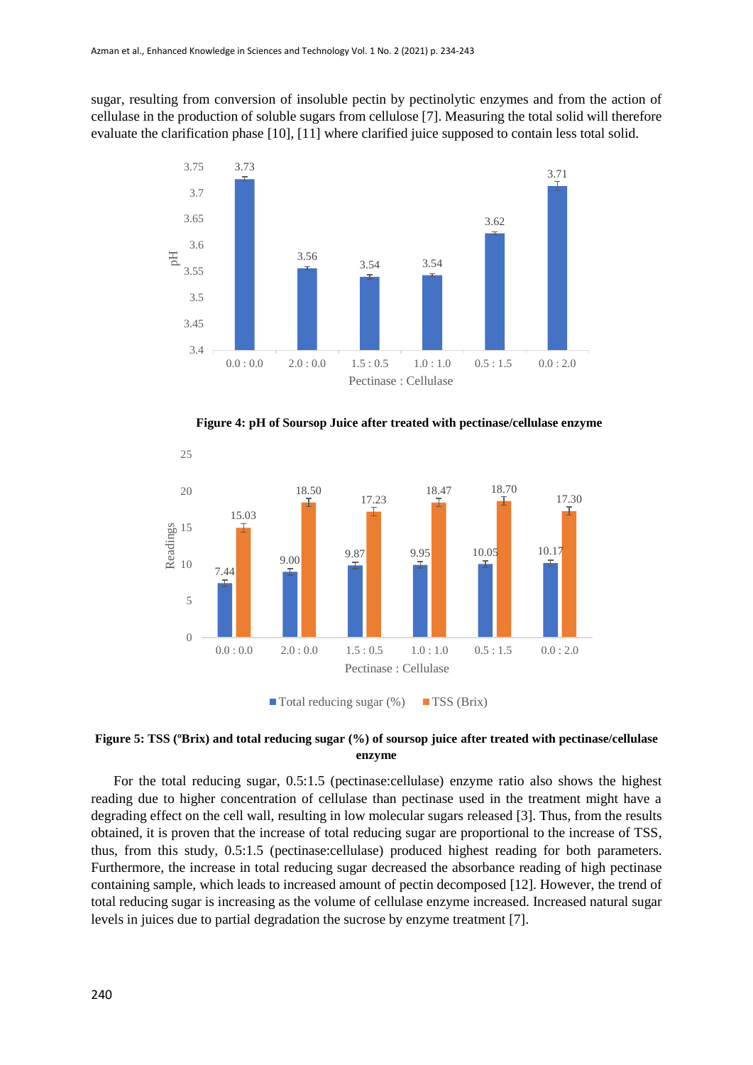sugar, resulting from conversion of insoluble pectin by pectinolytic enzymes and from the action of cellulase in the production of soluble sugars from cellulose [7]. Measuring the total solid will therefore evaluate the clarification phase [10], [11] where clarified juice supposed to contain less total solid.

**Figure 4: pH of Soursop Juice after treated with pectinase/cellulase enzyme**

**Figure 5: TSS (ºBrix) and total reducing sugar (%) of soursop juice after treated with pectinase/cellulase enzyme**

For the total reducing sugar, 0.5:1.5 (pectinase:cellulase) enzyme ratio also shows the highest reading due to higher concentration of cellulase than pectinase used in the treatment might have a degrading effect on the cell wall, resulting in low molecular sugars released [3]. Thus, from the results obtained, it is proven that the increase of total reducing sugar are proportional to the increase of TSS, thus, from this study, 0.5:1.5 (pectinase:cellulase) produced highest reading for both parameters. Furthermore, the increase in total reducing sugar decreased the absorbance reading of high pectinase containing sample, which leads to increased amount of pectin decomposed [12]. However, the trend of total reducing sugar is increasing as the volume of cellulase enzyme increased. Increased natural sugar levels in juices due to partial degradation the sucrose by enzyme treatment [7].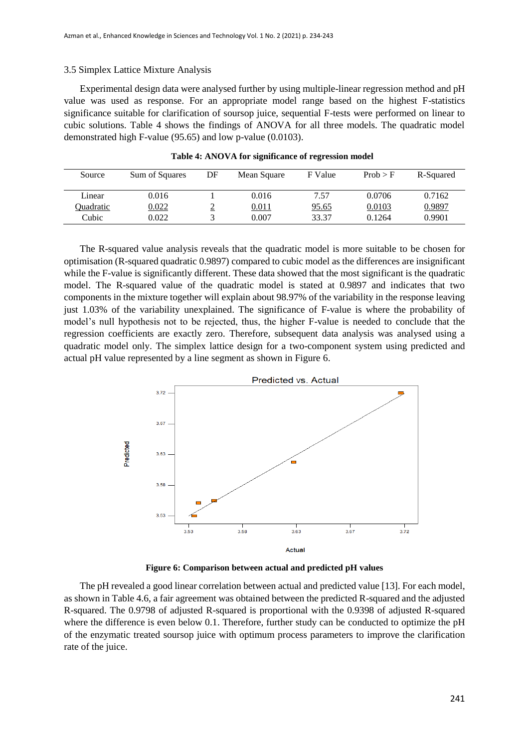### 3.5 Simplex Lattice Mixture Analysis

Experimental design data were analysed further by using multiple-linear regression method and pH value was used as response. For an appropriate model range based on the highest F-statistics significance suitable for clarification of soursop juice, sequential F-tests were performed on linear to cubic solutions. Table 4 shows the findings of ANOVA for all three models. The quadratic model demonstrated high F-value (95.65) and low p-value (0.0103).

**Table 4: ANOVA for significance of regression model**

| Source | Sum of Squares | DF | Mean Square | F Value | Prob > F | R-Squared |
|---|---|---|---|---|---|---|
| Linear | 0.016 | 1 | 0.016 | 7.57 | 0.0706 | 0.7162 |
| Quadratic | 0.022 | 2 | 0.011 | 95.65 | 0.0103 | 0.9897 |
| Cubic | 0.022 | 3 | 0.007 | 33.37 | 0.1264 | 0.9901 |

The R-squared value analysis reveals that the quadratic model is more suitable to be chosen for optimisation (R-squared quadratic 0.9897) compared to cubic model as the differences are insignificant while the F-value is significantly different. These data showed that the most significant is the quadratic model. The R-squared value of the quadratic model is stated at 0.9897 and indicates that two components in the mixture together will explain about 98.97% of the variability in the response leaving just 1.03% of the variability unexplained. The significance of F-value is where the probability of model's null hypothesis not to be rejected, thus, the higher F-value is needed to conclude that the regression coefficients are exactly zero. Therefore, subsequent data analysis was analysed using a quadratic model only. The simplex lattice design for a two-component system using predicted and actual pH value represented by a line segment as shown in Figure 6.

**Figure 6: Comparison between actual and predicted pH values**

The pH revealed a good linear correlation between actual and predicted value [13]. For each model, as shown in Table 4.6, a fair agreement was obtained between the predicted R-squared and the adjusted R-squared. The 0.9798 of adjusted R-squared is proportional with the 0.9398 of adjusted R-squared where the difference is even below 0.1. Therefore, further study can be conducted to optimize the pH of the enzymatic treated soursop juice with optimum process parameters to improve the clarification rate of the juice.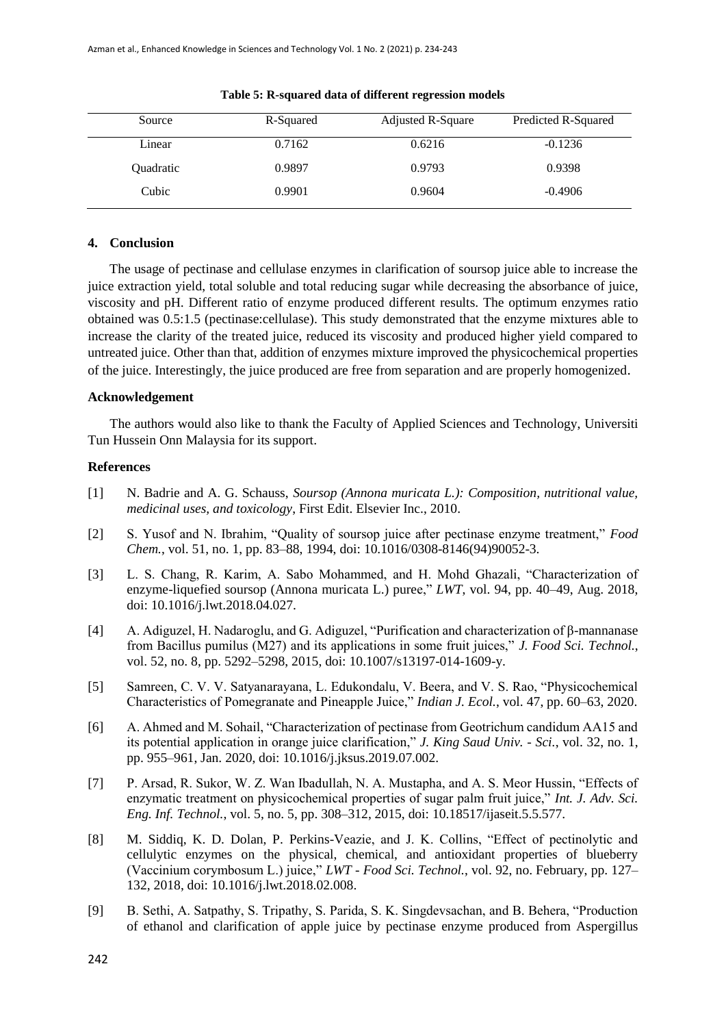**Table 5: R-squared data of different regression models**

| Source | R-Squared | Adjusted R-Square | Predicted R-Squared |
|---|---|---|---|
| Linear | 0.7162 | 0.6216 | -0.1236 |
| Quadratic | 0.9897 | 0.9793 | 0.9398 |
| Cubic | 0.9901 | 0.9604 | -0.4906 |

## 4. Conclusion

The usage of pectinase and cellulase enzymes in clarification of soursop juice able to increase the juice extraction yield, total soluble and total reducing sugar while decreasing the absorbance of juice, viscosity and pH. Different ratio of enzyme produced different results. The optimum enzymes ratio obtained was 0.5:1.5 (pectinase:cellulase). This study demonstrated that the enzyme mixtures able to increase the clarity of the treated juice, reduced its viscosity and produced higher yield compared to untreated juice. Other than that, addition of enzymes mixture improved the physicochemical properties of the juice. Interestingly, the juice produced are free from separation and are properly homogenized.

### Acknowledgement

The authors would also like to thank the Faculty of Applied Sciences and Technology, Universiti Tun Hussein Onn Malaysia for its support.

### References

[1] N. Badrie and A. G. Schauss, *Soursop (Annona muricata L.): Composition, nutritional value, medicinal uses, and toxicology*, First Edit. Elsevier Inc., 2010.

[2] S. Yusof and N. Ibrahim, "Quality of soursop juice after pectinase enzyme treatment," *Food Chem.*, vol. 51, no. 1, pp. 83–88, 1994, doi: 10.1016/0308-8146(94)90052-3.

[3] L. S. Chang, R. Karim, A. Sabo Mohammed, and H. Mohd Ghazali, "Characterization of enzyme-liquefied soursop (Annona muricata L.) puree," *LWT*, vol. 94, pp. 40–49, Aug. 2018, doi: 10.1016/j.lwt.2018.04.027.

[4] A. Adiguzel, H. Nadaroglu, and G. Adiguzel, "Purification and characterization of β-mannanase from Bacillus pumilus (M27) and its applications in some fruit juices," *J. Food Sci. Technol.*, vol. 52, no. 8, pp. 5292–5298, 2015, doi: 10.1007/s13197-014-1609-y.

[5] Samreen, C. V. V. Satyanarayana, L. Edukondalu, V. Beera, and V. S. Rao, "Physicochemical Characteristics of Pomegranate and Pineapple Juice," *Indian J. Ecol.*, vol. 47, pp. 60–63, 2020.

[6] A. Ahmed and M. Sohail, "Characterization of pectinase from Geotrichum candidum AA15 and its potential application in orange juice clarification," *J. King Saud Univ. - Sci.*, vol. 32, no. 1, pp. 955–961, Jan. 2020, doi: 10.1016/j.jksus.2019.07.002.

[7] P. Arsad, R. Sukor, W. Z. Wan Ibadullah, N. A. Mustapha, and A. S. Meor Hussin, "Effects of enzymatic treatment on physicochemical properties of sugar palm fruit juice," *Int. J. Adv. Sci. Eng. Inf. Technol.*, vol. 5, no. 5, pp. 308–312, 2015, doi: 10.18517/ijaseit.5.5.577.

[8] M. Siddiq, K. D. Dolan, P. Perkins-Veazie, and J. K. Collins, "Effect of pectinolytic and cellulytic enzymes on the physical, chemical, and antioxidant properties of blueberry (Vaccinium corymbosum L.) juice," *LWT - Food Sci. Technol.*, vol. 92, no. February, pp. 127–132, 2018, doi: 10.1016/j.lwt.2018.02.008.

[9] B. Sethi, A. Satpathy, S. Tripathy, S. Parida, S. K. Singdevsachan, and B. Behera, "Production of ethanol and clarification of apple juice by pectinase enzyme produced from Aspergillus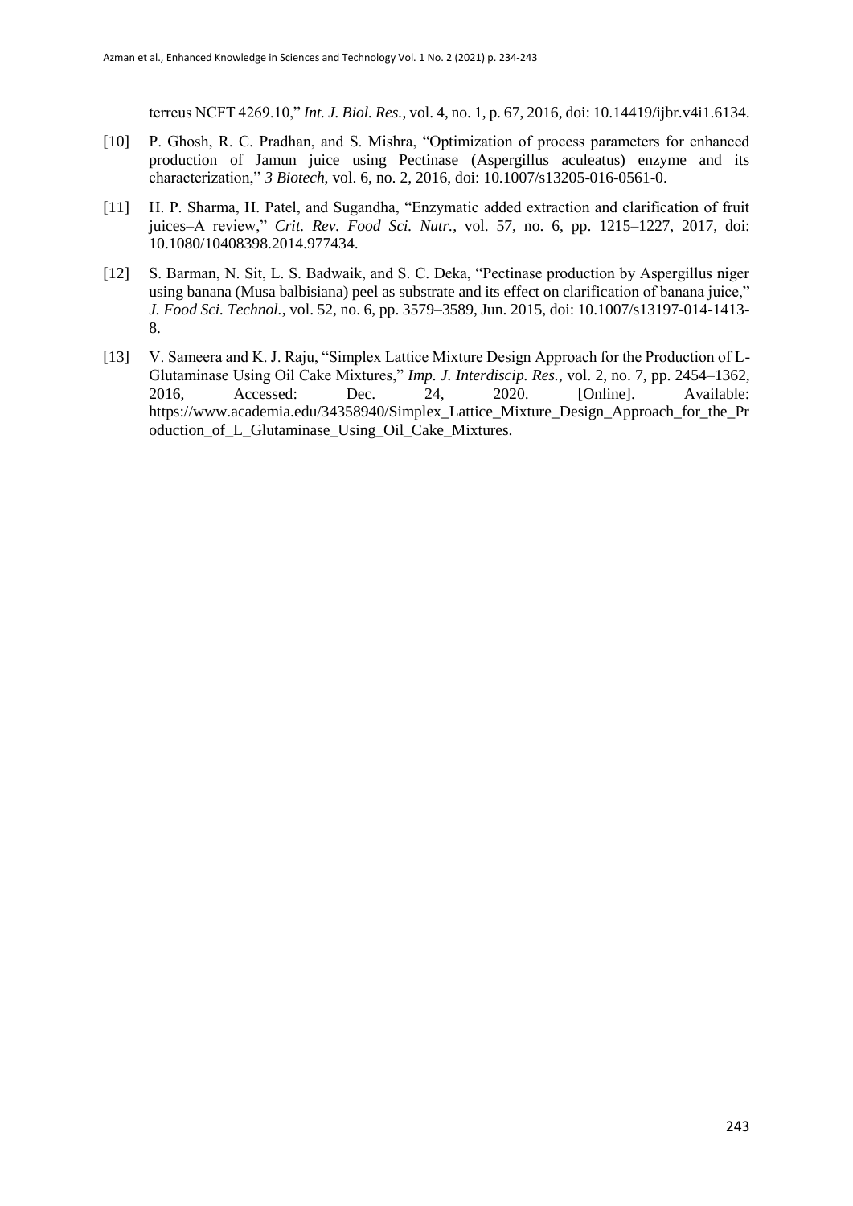terreus NCFT 4269.10," *Int. J. Biol. Res.*, vol. 4, no. 1, p. 67, 2016, doi: 10.14419/ijbr.v4i1.6134.

[10] P. Ghosh, R. C. Pradhan, and S. Mishra, "Optimization of process parameters for enhanced production of Jamun juice using Pectinase (Aspergillus aculeatus) enzyme and its characterization," *3 Biotech*, vol. 6, no. 2, 2016, doi: 10.1007/s13205-016-0561-0.

[11] H. P. Sharma, H. Patel, and Sugandha, "Enzymatic added extraction and clarification of fruit juices–A review," *Crit. Rev. Food Sci. Nutr.*, vol. 57, no. 6, pp. 1215–1227, 2017, doi: 10.1080/10408398.2014.977434.

[12] S. Barman, N. Sit, L. S. Badwaik, and S. C. Deka, "Pectinase production by Aspergillus niger using banana (Musa balbisiana) peel as substrate and its effect on clarification of banana juice," *J. Food Sci. Technol.*, vol. 52, no. 6, pp. 3579–3589, Jun. 2015, doi: 10.1007/s13197-014-1413-8.

[13] V. Sameera and K. J. Raju, "Simplex Lattice Mixture Design Approach for the Production of L-Glutaminase Using Oil Cake Mixtures," *Imp. J. Interdiscip. Res.*, vol. 2, no. 7, pp. 2454–1362, 2016, Accessed: Dec. 24, 2020. [Online]. Available: https://www.academia.edu/34358940/Simplex_Lattice_Mixture_Design_Approach_for_the_Production_of_L_Glutaminase_Using_Oil_Cake_Mixtures.